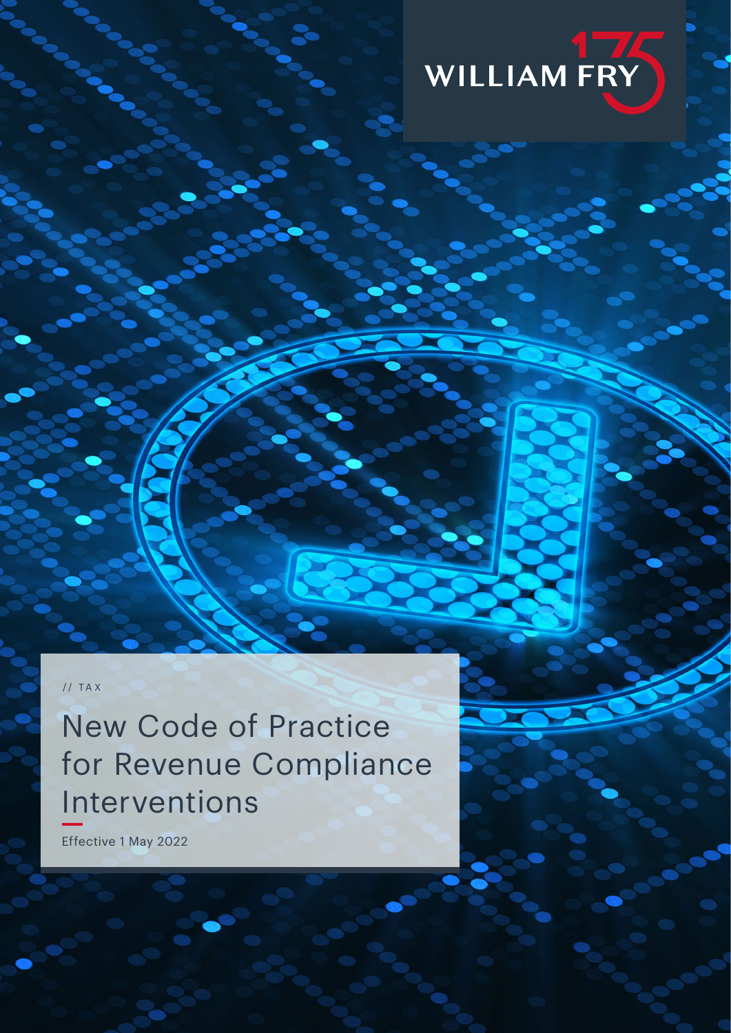WILLIAM FRY

// TAX

# New Code of Practice for Revenue Compliance Interventions

Effective 1 May 2022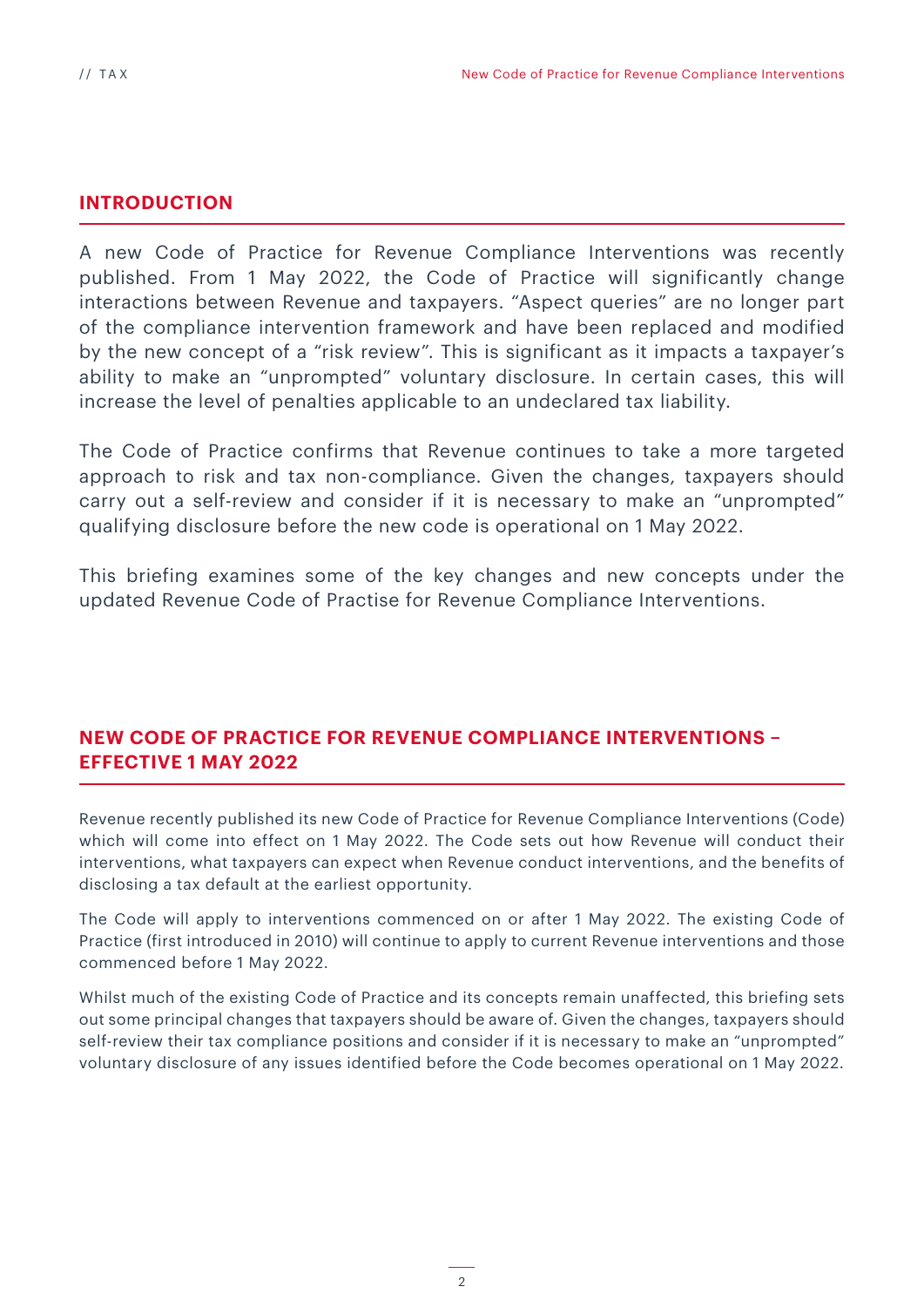## INTRODUCTION

A new Code of Practice for Revenue Compliance Interventions was recently published. From 1 May 2022, the Code of Practice will significantly change interactions between Revenue and taxpayers. "Aspect queries" are no longer part of the compliance intervention framework and have been replaced and modified by the new concept of a "risk review". This is significant as it impacts a taxpayer's ability to make an "unprompted" voluntary disclosure. In certain cases, this will increase the level of penalties applicable to an undeclared tax liability.

The Code of Practice confirms that Revenue continues to take a more targeted approach to risk and tax non-compliance. Given the changes, taxpayers should carry out a self-review and consider if it is necessary to make an "unprompted" qualifying disclosure before the new code is operational on 1 May 2022.

This briefing examines some of the key changes and new concepts under the updated Revenue Code of Practise for Revenue Compliance Interventions.

## NEW CODE OF PRACTICE FOR REVENUE COMPLIANCE INTERVENTIONS – EFFECTIVE 1 MAY 2022

Revenue recently published its new Code of Practice for Revenue Compliance Interventions (Code) which will come into effect on 1 May 2022. The Code sets out how Revenue will conduct their interventions, what taxpayers can expect when Revenue conduct interventions, and the benefits of disclosing a tax default at the earliest opportunity.

The Code will apply to interventions commenced on or after 1 May 2022. The existing Code of Practice (first introduced in 2010) will continue to apply to current Revenue interventions and those commenced before 1 May 2022.

Whilst much of the existing Code of Practice and its concepts remain unaffected, this briefing sets out some principal changes that taxpayers should be aware of. Given the changes, taxpayers should self-review their tax compliance positions and consider if it is necessary to make an "unprompted" voluntary disclosure of any issues identified before the Code becomes operational on 1 May 2022.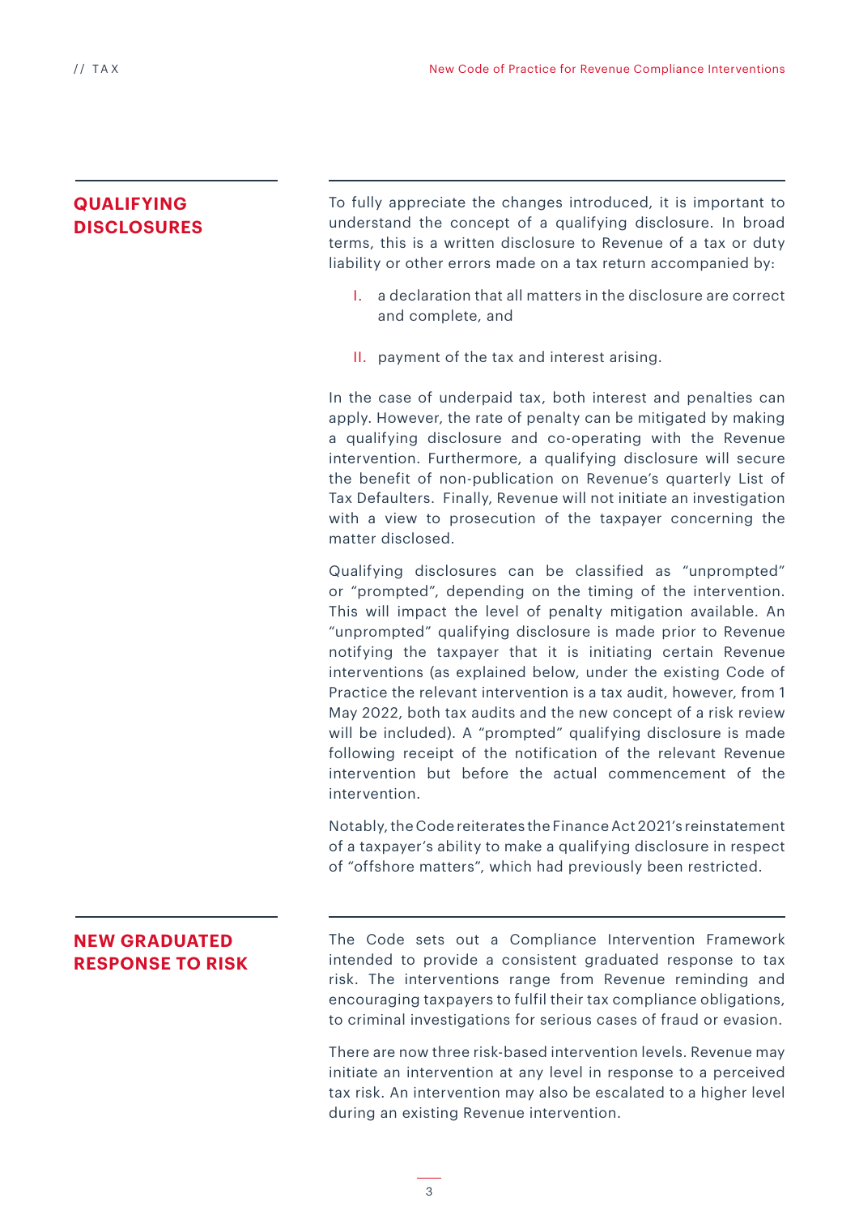## QUALIFYING DISCLOSURES

To fully appreciate the changes introduced, it is important to understand the concept of a qualifying disclosure. In broad terms, this is a written disclosure to Revenue of a tax or duty liability or other errors made on a tax return accompanied by:

I. a declaration that all matters in the disclosure are correct and complete, and

II. payment of the tax and interest arising.

In the case of underpaid tax, both interest and penalties can apply. However, the rate of penalty can be mitigated by making a qualifying disclosure and co-operating with the Revenue intervention. Furthermore, a qualifying disclosure will secure the benefit of non-publication on Revenue's quarterly List of Tax Defaulters. Finally, Revenue will not initiate an investigation with a view to prosecution of the taxpayer concerning the matter disclosed.

Qualifying disclosures can be classified as "unprompted" or "prompted", depending on the timing of the intervention. This will impact the level of penalty mitigation available. An "unprompted" qualifying disclosure is made prior to Revenue notifying the taxpayer that it is initiating certain Revenue interventions (as explained below, under the existing Code of Practice the relevant intervention is a tax audit, however, from 1 May 2022, both tax audits and the new concept of a risk review will be included). A "prompted" qualifying disclosure is made following receipt of the notification of the relevant Revenue intervention but before the actual commencement of the intervention.

Notably, the Code reiterates the Finance Act 2021's reinstatement of a taxpayer's ability to make a qualifying disclosure in respect of "offshore matters", which had previously been restricted.

## NEW GRADUATED RESPONSE TO RISK

The Code sets out a Compliance Intervention Framework intended to provide a consistent graduated response to tax risk. The interventions range from Revenue reminding and encouraging taxpayers to fulfil their tax compliance obligations, to criminal investigations for serious cases of fraud or evasion.

There are now three risk-based intervention levels. Revenue may initiate an intervention at any level in response to a perceived tax risk. An intervention may also be escalated to a higher level during an existing Revenue intervention.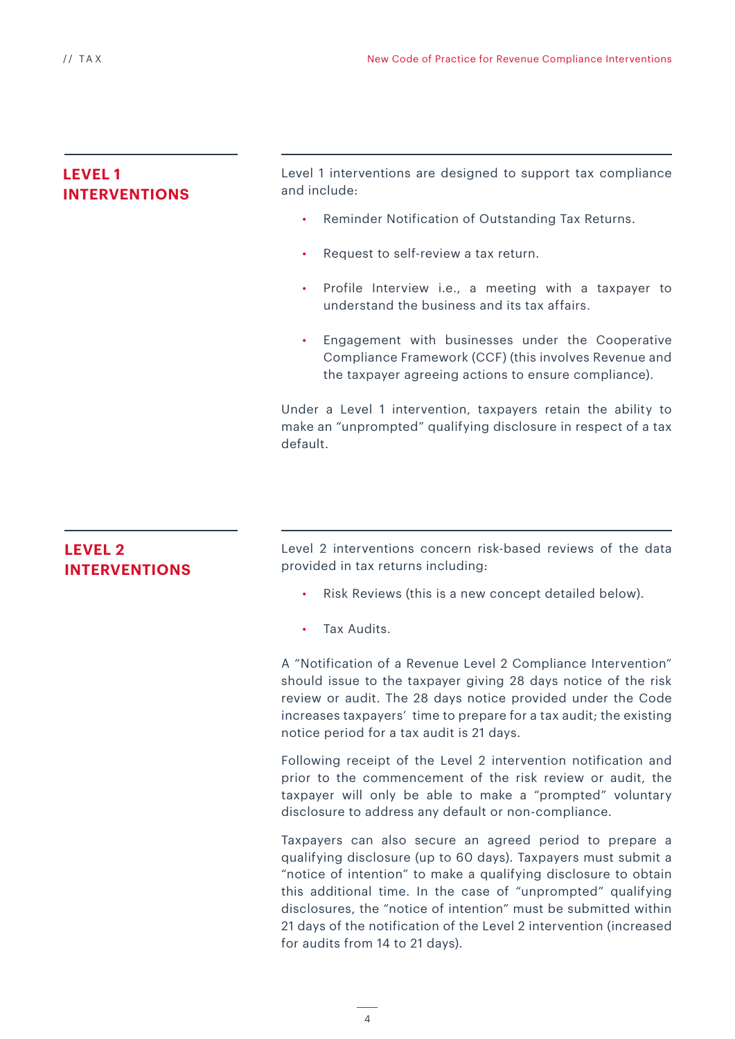## LEVEL 1 INTERVENTIONS

Level 1 interventions are designed to support tax compliance and include:

- Reminder Notification of Outstanding Tax Returns.
- Request to self-review a tax return.
- Profile Interview i.e., a meeting with a taxpayer to understand the business and its tax affairs.
- Engagement with businesses under the Cooperative Compliance Framework (CCF) (this involves Revenue and the taxpayer agreeing actions to ensure compliance).

Under a Level 1 intervention, taxpayers retain the ability to make an "unprompted" qualifying disclosure in respect of a tax default.

## LEVEL 2 INTERVENTIONS

Level 2 interventions concern risk-based reviews of the data provided in tax returns including:

- Risk Reviews (this is a new concept detailed below).
- Tax Audits.

A "Notification of a Revenue Level 2 Compliance Intervention" should issue to the taxpayer giving 28 days notice of the risk review or audit. The 28 days notice provided under the Code increases taxpayers' time to prepare for a tax audit; the existing notice period for a tax audit is 21 days.

Following receipt of the Level 2 intervention notification and prior to the commencement of the risk review or audit, the taxpayer will only be able to make a "prompted" voluntary disclosure to address any default or non-compliance.

Taxpayers can also secure an agreed period to prepare a qualifying disclosure (up to 60 days). Taxpayers must submit a "notice of intention" to make a qualifying disclosure to obtain this additional time. In the case of "unprompted" qualifying disclosures, the "notice of intention" must be submitted within 21 days of the notification of the Level 2 intervention (increased for audits from 14 to 21 days).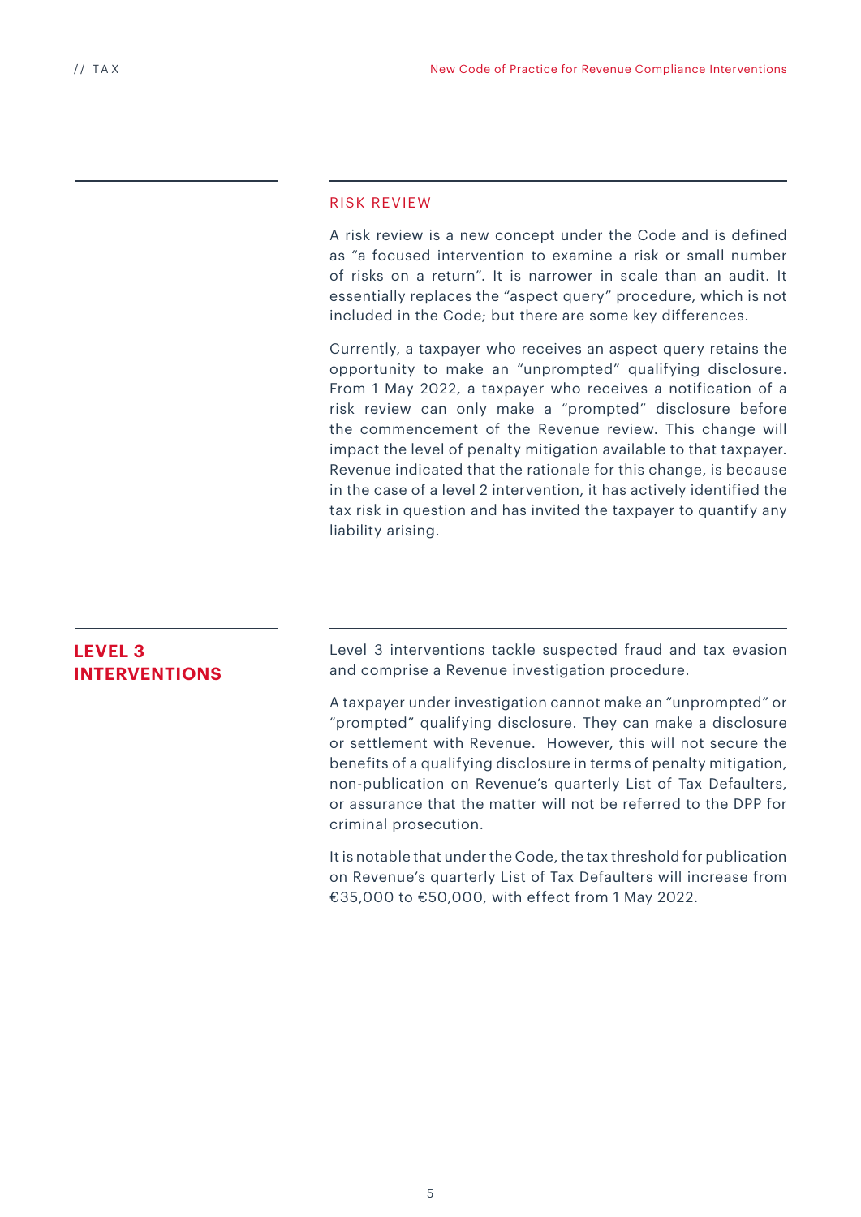### RISK REVIEW

A risk review is a new concept under the Code and is defined as “a focused intervention to examine a risk or small number of risks on a return”. It is narrower in scale than an audit. It essentially replaces the “aspect query” procedure, which is not included in the Code; but there are some key differences.

Currently, a taxpayer who receives an aspect query retains the opportunity to make an “unprompted” qualifying disclosure. From 1 May 2022, a taxpayer who receives a notification of a risk review can only make a “prompted” disclosure before the commencement of the Revenue review. This change will impact the level of penalty mitigation available to that taxpayer. Revenue indicated that the rationale for this change, is because in the case of a level 2 intervention, it has actively identified the tax risk in question and has invited the taxpayer to quantify any liability arising.

## LEVEL 3 INTERVENTIONS

Level 3 interventions tackle suspected fraud and tax evasion and comprise a Revenue investigation procedure.

A taxpayer under investigation cannot make an “unprompted” or “prompted” qualifying disclosure. They can make a disclosure or settlement with Revenue. However, this will not secure the benefits of a qualifying disclosure in terms of penalty mitigation, non-publication on Revenue’s quarterly List of Tax Defaulters, or assurance that the matter will not be referred to the DPP for criminal prosecution.

It is notable that under the Code, the tax threshold for publication on Revenue’s quarterly List of Tax Defaulters will increase from €35,000 to €50,000, with effect from 1 May 2022.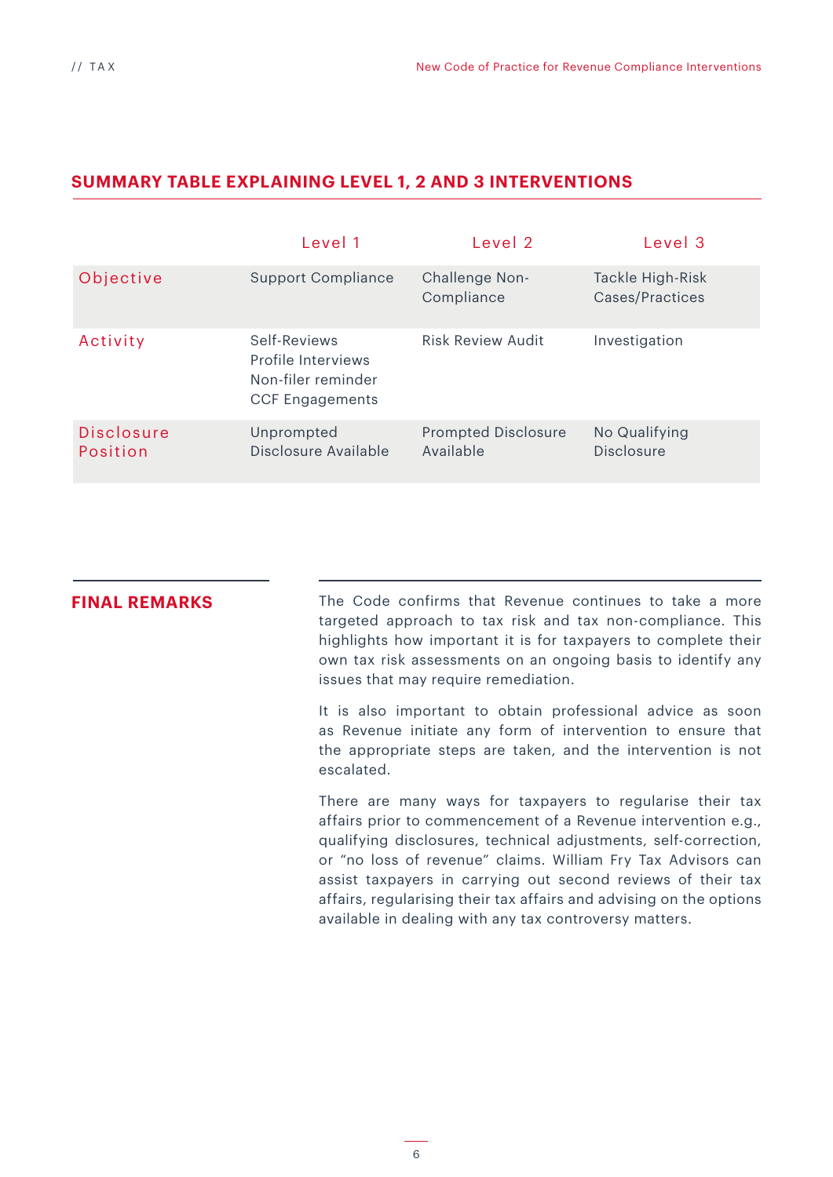## SUMMARY TABLE EXPLAINING LEVEL 1, 2 AND 3 INTERVENTIONS

| | Level 1 | Level 2 | Level 3 |
|---|---|---|---|
| Objective | Support Compliance | Challenge Non-Compliance | Tackle High-Risk Cases/Practices |
| Activity | Self-Reviews<br>Profile Interviews<br>Non-filer reminder<br>CCF Engagements | Risk Review Audit | Investigation |
| Disclosure Position | Unprompted Disclosure Available | Prompted Disclosure Available | No Qualifying Disclosure |

## FINAL REMARKS

The Code confirms that Revenue continues to take a more targeted approach to tax risk and tax non-compliance. This highlights how important it is for taxpayers to complete their own tax risk assessments on an ongoing basis to identify any issues that may require remediation.

It is also important to obtain professional advice as soon as Revenue initiate any form of intervention to ensure that the appropriate steps are taken, and the intervention is not escalated.

There are many ways for taxpayers to regularise their tax affairs prior to commencement of a Revenue intervention e.g., qualifying disclosures, technical adjustments, self-correction, or "no loss of revenue" claims. William Fry Tax Advisors can assist taxpayers in carrying out second reviews of their tax affairs, regularising their tax affairs and advising on the options available in dealing with any tax controversy matters.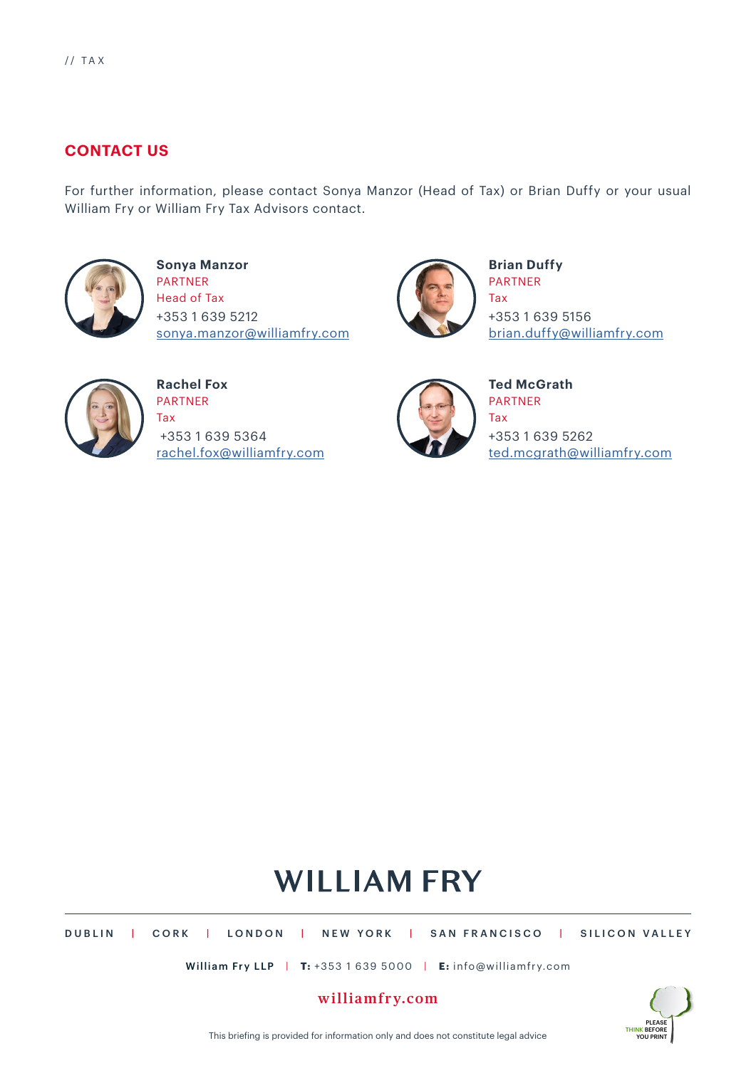## CONTACT US

For further information, please contact Sonya Manzor (Head of Tax) or Brian Duffy or your usual William Fry or William Fry Tax Advisors contact.

**Sonya Manzor**
PARTNER
Head of Tax
+353 1 639 5212
sonya.manzor@williamfry.com

**Brian Duffy**
PARTNER
Tax
+353 1 639 5156
brian.duffy@williamfry.com

**Rachel Fox**
PARTNER
Tax
+353 1 639 5364
rachel.fox@williamfry.com

**Ted McGrath**
PARTNER
Tax
+353 1 639 5262
ted.mcgrath@williamfry.com

WILLIAM FRY

DUBLIN | CORK | LONDON | NEW YORK | SAN FRANCISCO | SILICON VALLEY

**William Fry LLP** | **T:** +353 1 639 5000 | **E:** info@williamfry.com

williamfry.com

This briefing is provided for information only and does not constitute legal advice

PLEASE THINK BEFORE YOU PRINT